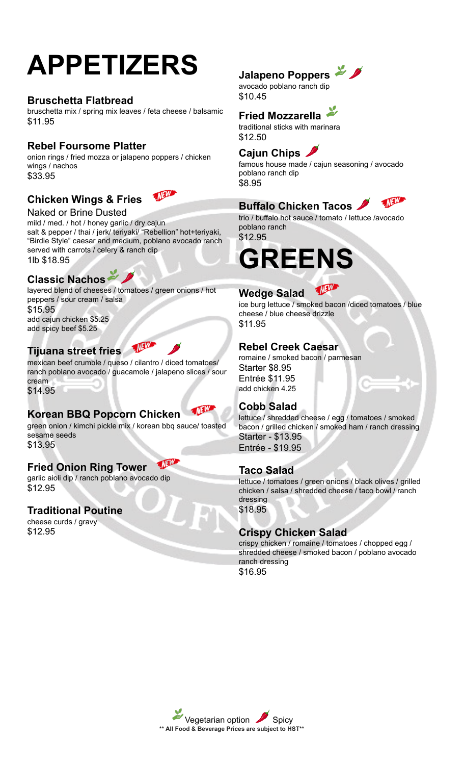# APPETIZERS

### Bruschetta Flatbread
bruschetta mix / spring mix leaves / feta cheese / balsamic
$11.95

### Rebel Foursome Platter
onion rings / fried mozza or jalapeno poppers / chicken wings / nachos
$33.95

### Chicken Wings & Fries (NEW)
Naked or Brine Dusted
mild / med. / hot / honey garlic / dry cajun
salt & pepper / thai / jerk/ teriyaki/ "Rebellion" hot+teriyaki, "Birdie Style" caesar and medium, poblano avocado ranch
served with carrots / celery & ranch dip
1lb $18.95

### Classic Nachos (Vegetarian option) (Spicy)
layered blend of cheeses / tomatoes / green onions / hot peppers / sour cream / salsa
$15.95
add cajun chicken $5.25
add spicy beef $5.25

### Tijuana street fries (NEW) (Spicy)
mexican beef crumble / queso / cilantro / diced tomatoes/ ranch poblano avocado / guacamole / jalapeno slices / sour cream
$14.95

### Korean BBQ Popcorn Chicken (NEW)
green onion / kimchi pickle mix / korean bbq sauce/ toasted sesame seeds
$13.95

### Fried Onion Ring Tower (NEW)
garlic aioli dip / ranch poblano avocado dip
$12.95

### Traditional Poutine
cheese curds / gravy
$12.95

### Jalapeno Poppers (Vegetarian option) (Spicy)
avocado poblano ranch dip
$10.45

### Fried Mozzarella (Vegetarian option)
traditional sticks with marinara
$12.50

### Cajun Chips (Spicy)
famous house made / cajun seasoning / avocado poblano ranch dip
$8.95

### Buffalo Chicken Tacos (Spicy) (NEW)
trio / buffalo hot sauce / tomato / lettuce /avocado poblano ranch
$12.95

# GREENS

### Wedge Salad (NEW)
ice burg lettuce / smoked bacon /diced tomatoes / blue cheese / blue cheese drizzle
$11.95

### Rebel Creek Caesar
romaine / smoked bacon / parmesan
Starter $8.95
Entrée $11.95
add chicken 4.25

### Cobb Salad
lettuce / shredded cheese / egg / tomatoes / smoked bacon / grilled chicken / smoked ham / ranch dressing
Starter - $13.95
Entrée - $19.95

### Taco Salad
lettuce / tomatoes / green onions / black olives / grilled chicken / salsa / shredded cheese / taco bowl / ranch dressing
$18.95

### Crispy Chicken Salad
crispy chicken / romaine / tomatoes / chopped egg / shredded cheese / smoked bacon / poblano avocado ranch dressing
$16.95

Vegetarian option    Spicy

**** All Food & Beverage Prices are subject to HST****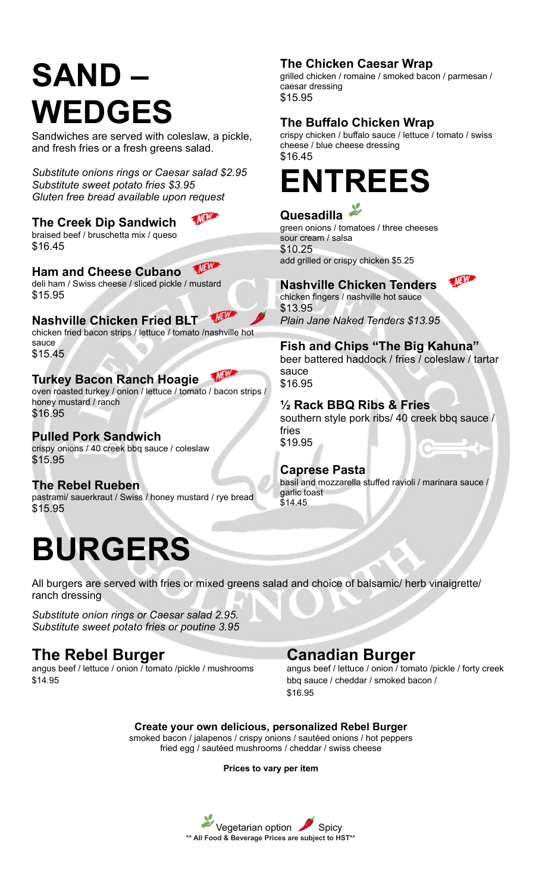# SAND – WEDGES

Sandwiches are served with coleslaw, a pickle, and fresh fries or a fresh greens salad.

*Substitute onions rings or Caesar salad $2.95*
*Substitute sweet potato fries $3.95*
*Gluten free bread available upon request*

### The Creek Dip Sandwich
NEW

braised beef / bruschetta mix / queso
$16.45

### Ham and Cheese Cubano
NEW

deli ham / Swiss cheese / sliced pickle / mustard
$15.95

### Nashville Chicken Fried BLT
NEW (Spicy)

chicken fried bacon strips / lettuce / tomato /nashville hot sauce
$15.45

### Turkey Bacon Ranch Hoagie
NEW

oven roasted turkey / onion / lettuce / tomato / bacon strips / honey mustard / ranch
$16.95

### Pulled Pork Sandwich
crispy onions / 40 creek bbq sauce / coleslaw
$15.95

### The Rebel Rueben
pastrami/ sauerkraut / Swiss / honey mustard / rye bread
$15.95

### The Chicken Caesar Wrap
grilled chicken / romaine / smoked bacon / parmesan / caesar dressing
$15.95

### The Buffalo Chicken Wrap
crispy chicken / buffalo sauce / lettuce / tomato / swiss cheese / blue cheese dressing
$16.45

# ENTREES

### Quesadilla
(Vegetarian option)

green onions / tomatoes / three cheeses
sour cream / salsa
$10.25
add grilled or crispy chicken $5.25

### Nashville Chicken Tenders
NEW

chicken fingers / nashville hot sauce
$13.95
*Plain Jane Naked Tenders $13.95*

### Fish and Chips "The Big Kahuna"
beer battered haddock / fries / coleslaw / tartar sauce
$16.95

### ½ Rack BBQ Ribs & Fries
southern style pork ribs/ 40 creek bbq sauce / fries
$19.95

### Caprese Pasta
basil and mozzarella stuffed ravioli / marinara sauce / garlic toast
$14.45

# BURGERS

All burgers are served with fries or mixed greens salad and choice of balsamic/ herb vinaigrette/ ranch dressing

*Substitute onion rings or Caesar salad 2.95.*
*Substitute sweet potato fries or poutine 3.95*

## The Rebel Burger
angus beef / lettuce / onion / tomato /pickle / mushrooms
$14.95

## Canadian Burger
angus beef / lettuce / onion / tomato /pickle / forty creek bbq sauce / cheddar / smoked bacon /
$16.95

**Create your own delicious, personalized Rebel Burger**
smoked bacon / jalapenos / crispy onions / sautéed onions / hot peppers
fried egg / sautéed mushrooms / cheddar / swiss cheese

**Prices to vary per item**

Vegetarian option   Spicy

**\*\* All Food & Beverage Prices are subject to HST\*\***